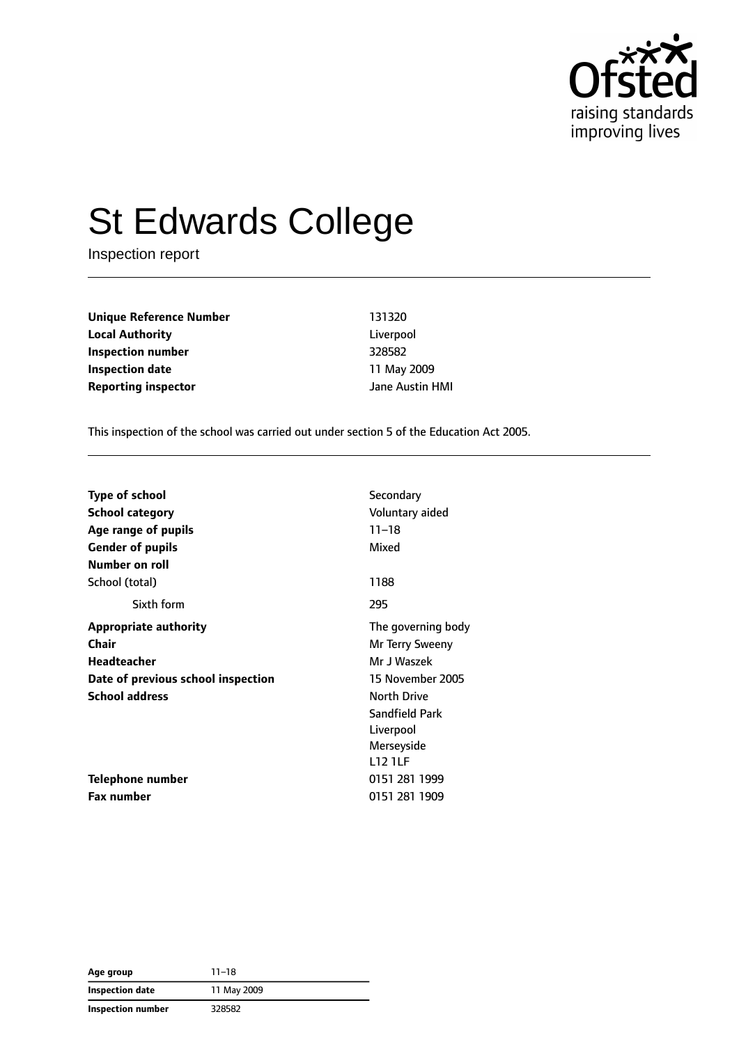# St Edwards College

Inspection report

| | |
|---|---|
| **Unique Reference Number** | 131320 |
| **Local Authority** | Liverpool |
| **Inspection number** | 328582 |
| **Inspection date** | 11 May 2009 |
| **Reporting inspector** | Jane Austin HMI |

This inspection of the school was carried out under section 5 of the Education Act 2005.

| | |
|---|---|
| **Type of school** | Secondary |
| **School category** | Voluntary aided |
| **Age range of pupils** | 11–18 |
| **Gender of pupils** | Mixed |
| **Number on roll** | |
| School (total) | 1188 |
| Sixth form | 295 |
| **Appropriate authority** | The governing body |
| **Chair** | Mr Terry Sweeny |
| **Headteacher** | Mr J Waszek |
| **Date of previous school inspection** | 15 November 2005 |
| **School address** | North Drive<br>Sandfield Park<br>Liverpool<br>Merseyside<br>L12 1LF |
| **Telephone number** | 0151 281 1999 |
| **Fax number** | 0151 281 1909 |

| | |
|---|---|
| **Age group** | 11–18 |
| **Inspection date** | 11 May 2009 |
| **Inspection number** | 328582 |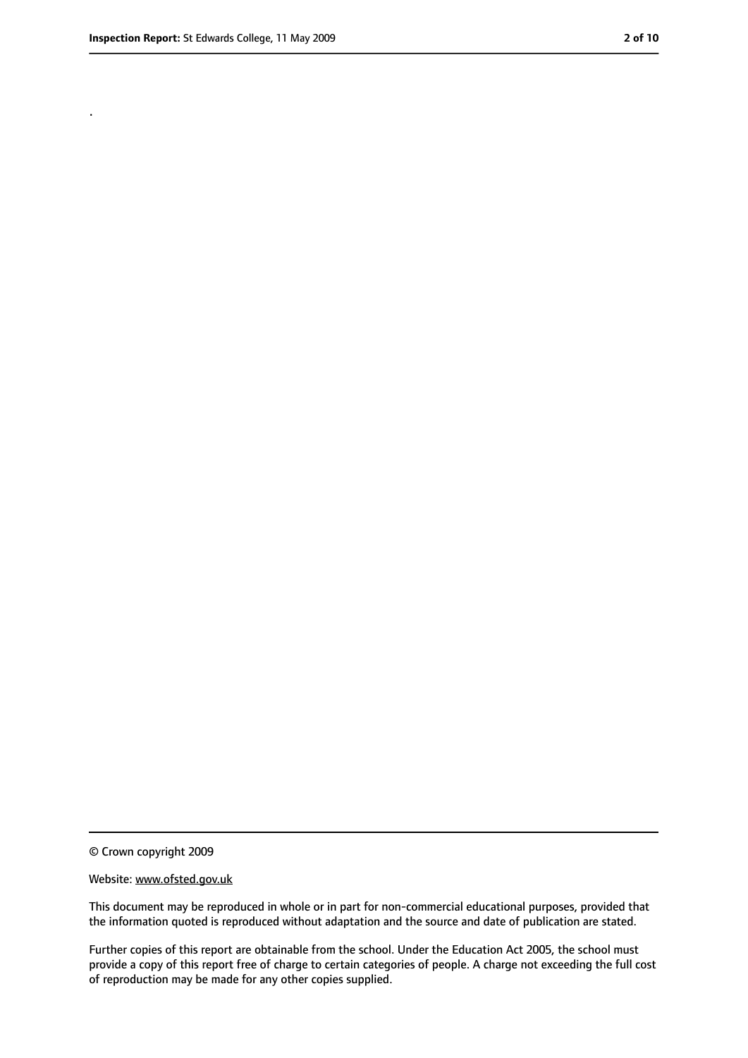.

© Crown copyright 2009

Website: www.ofsted.gov.uk

This document may be reproduced in whole or in part for non-commercial educational purposes, provided that the information quoted is reproduced without adaptation and the source and date of publication are stated.

Further copies of this report are obtainable from the school. Under the Education Act 2005, the school must provide a copy of this report free of charge to certain categories of people. A charge not exceeding the full cost of reproduction may be made for any other copies supplied.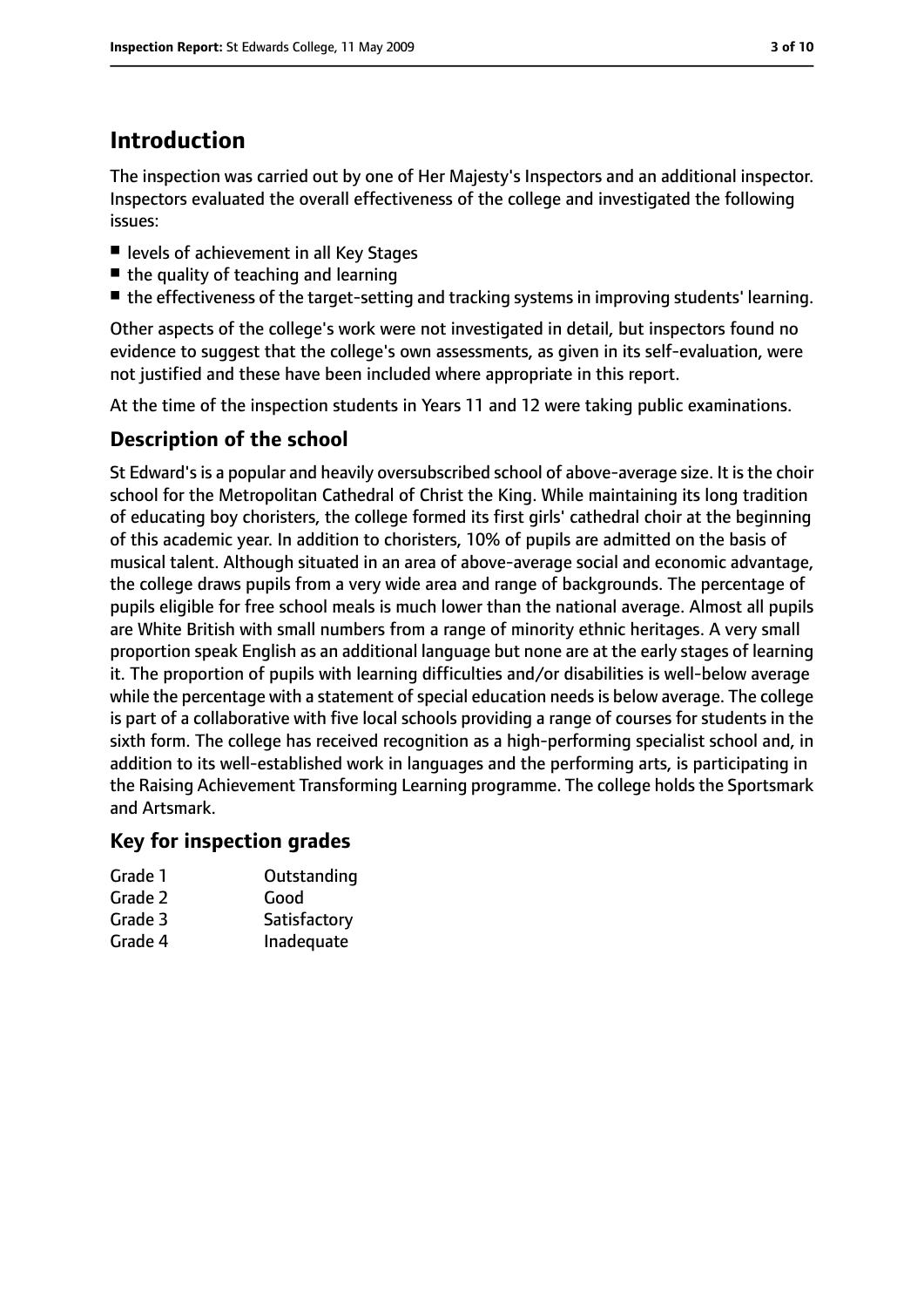# Introduction

The inspection was carried out by one of Her Majesty's Inspectors and an additional inspector. Inspectors evaluated the overall effectiveness of the college and investigated the following issues:

- levels of achievement in all Key Stages
- the quality of teaching and learning
- the effectiveness of the target-setting and tracking systems in improving students' learning.

Other aspects of the college's work were not investigated in detail, but inspectors found no evidence to suggest that the college's own assessments, as given in its self-evaluation, were not justified and these have been included where appropriate in this report.

At the time of the inspection students in Years 11 and 12 were taking public examinations.

## Description of the school

St Edward's is a popular and heavily oversubscribed school of above-average size. It is the choir school for the Metropolitan Cathedral of Christ the King. While maintaining its long tradition of educating boy choristers, the college formed its first girls' cathedral choir at the beginning of this academic year. In addition to choristers, 10% of pupils are admitted on the basis of musical talent. Although situated in an area of above-average social and economic advantage, the college draws pupils from a very wide area and range of backgrounds. The percentage of pupils eligible for free school meals is much lower than the national average. Almost all pupils are White British with small numbers from a range of minority ethnic heritages. A very small proportion speak English as an additional language but none are at the early stages of learning it. The proportion of pupils with learning difficulties and/or disabilities is well-below average while the percentage with a statement of special education needs is below average. The college is part of a collaborative with five local schools providing a range of courses for students in the sixth form. The college has received recognition as a high-performing specialist school and, in addition to its well-established work in languages and the performing arts, is participating in the Raising Achievement Transforming Learning programme. The college holds the Sportsmark and Artsmark.

## Key for inspection grades

| | |
|---|---|
| Grade 1 | Outstanding |
| Grade 2 | Good |
| Grade 3 | Satisfactory |
| Grade 4 | Inadequate |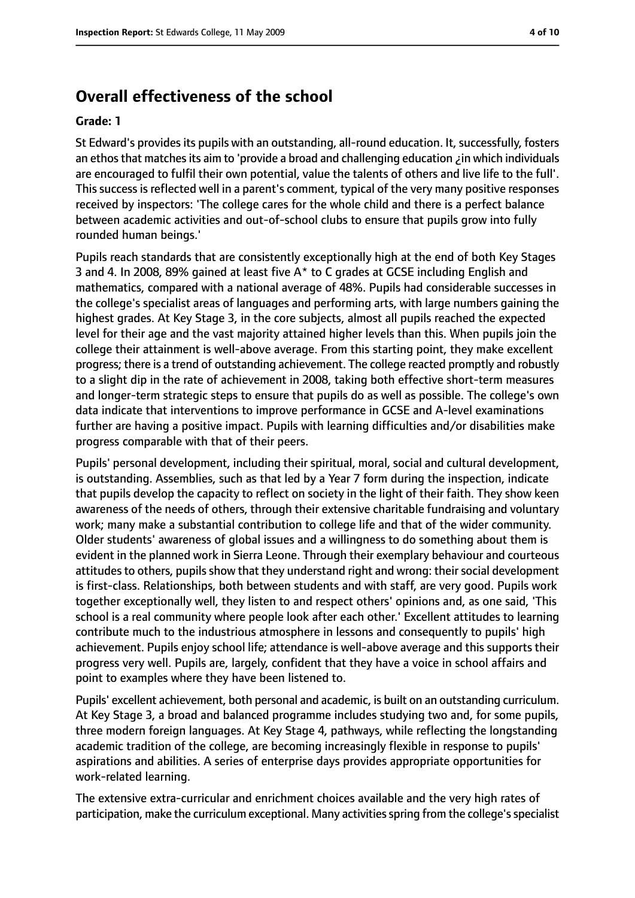## Overall effectiveness of the school

**Grade: 1**

St Edward's provides its pupils with an outstanding, all-round education. It, successfully, fosters an ethos that matches its aim to 'provide a broad and challenging education ¿in which individuals are encouraged to fulfil their own potential, value the talents of others and live life to the full'. This success is reflected well in a parent's comment, typical of the very many positive responses received by inspectors: 'The college cares for the whole child and there is a perfect balance between academic activities and out-of-school clubs to ensure that pupils grow into fully rounded human beings.'

Pupils reach standards that are consistently exceptionally high at the end of both Key Stages 3 and 4. In 2008, 89% gained at least five A* to C grades at GCSE including English and mathematics, compared with a national average of 48%. Pupils had considerable successes in the college's specialist areas of languages and performing arts, with large numbers gaining the highest grades. At Key Stage 3, in the core subjects, almost all pupils reached the expected level for their age and the vast majority attained higher levels than this. When pupils join the college their attainment is well-above average. From this starting point, they make excellent progress; there is a trend of outstanding achievement. The college reacted promptly and robustly to a slight dip in the rate of achievement in 2008, taking both effective short-term measures and longer-term strategic steps to ensure that pupils do as well as possible. The college's own data indicate that interventions to improve performance in GCSE and A-level examinations further are having a positive impact. Pupils with learning difficulties and/or disabilities make progress comparable with that of their peers.

Pupils' personal development, including their spiritual, moral, social and cultural development, is outstanding. Assemblies, such as that led by a Year 7 form during the inspection, indicate that pupils develop the capacity to reflect on society in the light of their faith. They show keen awareness of the needs of others, through their extensive charitable fundraising and voluntary work; many make a substantial contribution to college life and that of the wider community. Older students' awareness of global issues and a willingness to do something about them is evident in the planned work in Sierra Leone. Through their exemplary behaviour and courteous attitudes to others, pupils show that they understand right and wrong: their social development is first-class. Relationships, both between students and with staff, are very good. Pupils work together exceptionally well, they listen to and respect others' opinions and, as one said, 'This school is a real community where people look after each other.' Excellent attitudes to learning contribute much to the industrious atmosphere in lessons and consequently to pupils' high achievement. Pupils enjoy school life; attendance is well-above average and this supports their progress very well. Pupils are, largely, confident that they have a voice in school affairs and point to examples where they have been listened to.

Pupils' excellent achievement, both personal and academic, is built on an outstanding curriculum. At Key Stage 3, a broad and balanced programme includes studying two and, for some pupils, three modern foreign languages. At Key Stage 4, pathways, while reflecting the longstanding academic tradition of the college, are becoming increasingly flexible in response to pupils' aspirations and abilities. A series of enterprise days provides appropriate opportunities for work-related learning.

The extensive extra-curricular and enrichment choices available and the very high rates of participation, make the curriculum exceptional. Many activities spring from the college's specialist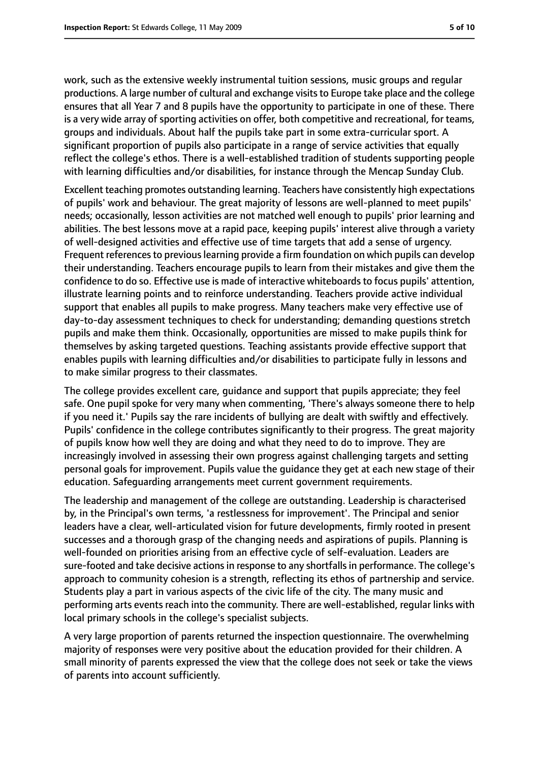work, such as the extensive weekly instrumental tuition sessions, music groups and regular productions. A large number of cultural and exchange visits to Europe take place and the college ensures that all Year 7 and 8 pupils have the opportunity to participate in one of these. There is a very wide array of sporting activities on offer, both competitive and recreational, for teams, groups and individuals. About half the pupils take part in some extra-curricular sport. A significant proportion of pupils also participate in a range of service activities that equally reflect the college's ethos. There is a well-established tradition of students supporting people with learning difficulties and/or disabilities, for instance through the Mencap Sunday Club.

Excellent teaching promotes outstanding learning. Teachers have consistently high expectations of pupils' work and behaviour. The great majority of lessons are well-planned to meet pupils' needs; occasionally, lesson activities are not matched well enough to pupils' prior learning and abilities. The best lessons move at a rapid pace, keeping pupils' interest alive through a variety of well-designed activities and effective use of time targets that add a sense of urgency. Frequent references to previous learning provide a firm foundation on which pupils can develop their understanding. Teachers encourage pupils to learn from their mistakes and give them the confidence to do so. Effective use is made of interactive whiteboards to focus pupils' attention, illustrate learning points and to reinforce understanding. Teachers provide active individual support that enables all pupils to make progress. Many teachers make very effective use of day-to-day assessment techniques to check for understanding; demanding questions stretch pupils and make them think. Occasionally, opportunities are missed to make pupils think for themselves by asking targeted questions. Teaching assistants provide effective support that enables pupils with learning difficulties and/or disabilities to participate fully in lessons and to make similar progress to their classmates.

The college provides excellent care, guidance and support that pupils appreciate; they feel safe. One pupil spoke for very many when commenting, 'There's always someone there to help if you need it.' Pupils say the rare incidents of bullying are dealt with swiftly and effectively. Pupils' confidence in the college contributes significantly to their progress. The great majority of pupils know how well they are doing and what they need to do to improve. They are increasingly involved in assessing their own progress against challenging targets and setting personal goals for improvement. Pupils value the guidance they get at each new stage of their education. Safeguarding arrangements meet current government requirements.

The leadership and management of the college are outstanding. Leadership is characterised by, in the Principal's own terms, 'a restlessness for improvement'. The Principal and senior leaders have a clear, well-articulated vision for future developments, firmly rooted in present successes and a thorough grasp of the changing needs and aspirations of pupils. Planning is well-founded on priorities arising from an effective cycle of self-evaluation. Leaders are sure-footed and take decisive actions in response to any shortfalls in performance. The college's approach to community cohesion is a strength, reflecting its ethos of partnership and service. Students play a part in various aspects of the civic life of the city. The many music and performing arts events reach into the community. There are well-established, regular links with local primary schools in the college's specialist subjects.

A very large proportion of parents returned the inspection questionnaire. The overwhelming majority of responses were very positive about the education provided for their children. A small minority of parents expressed the view that the college does not seek or take the views of parents into account sufficiently.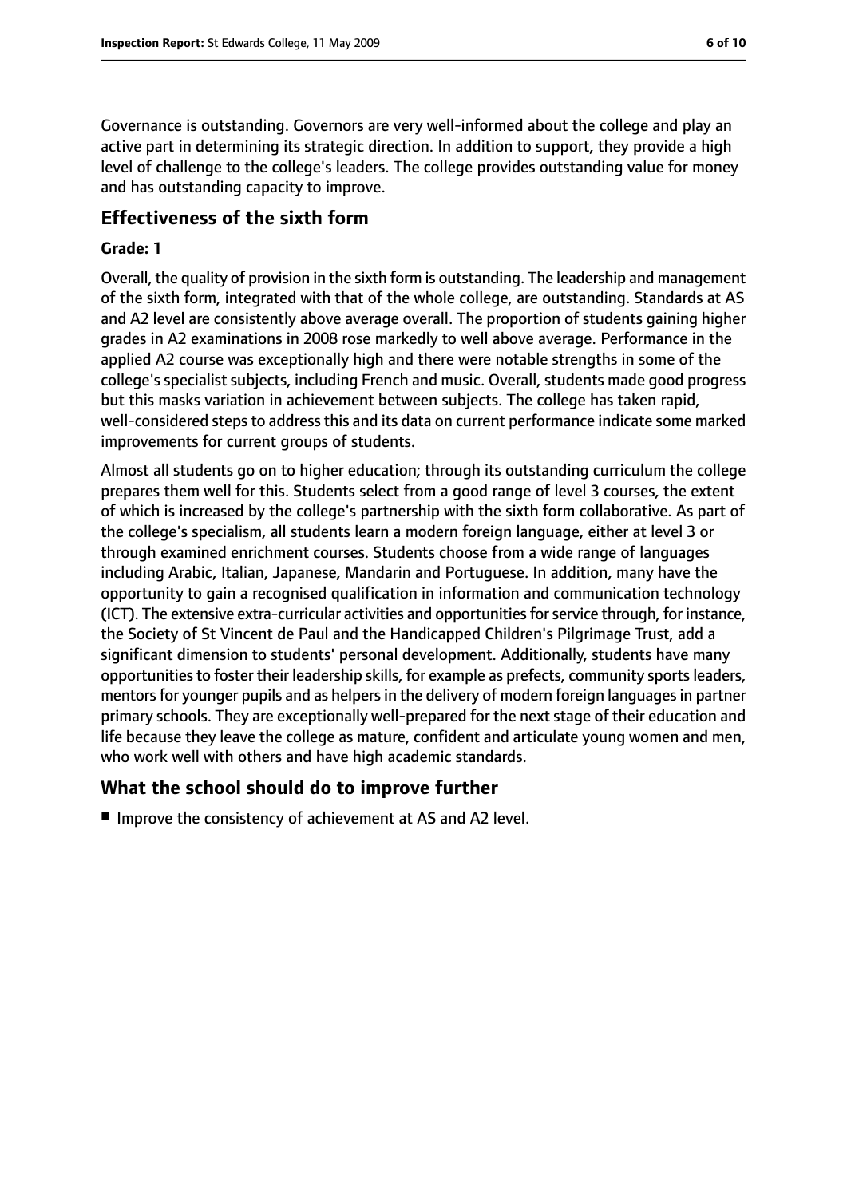Governance is outstanding. Governors are very well-informed about the college and play an active part in determining its strategic direction. In addition to support, they provide a high level of challenge to the college's leaders. The college provides outstanding value for money and has outstanding capacity to improve.

## Effectiveness of the sixth form

**Grade: 1**

Overall, the quality of provision in the sixth form is outstanding. The leadership and management of the sixth form, integrated with that of the whole college, are outstanding. Standards at AS and A2 level are consistently above average overall. The proportion of students gaining higher grades in A2 examinations in 2008 rose markedly to well above average. Performance in the applied A2 course was exceptionally high and there were notable strengths in some of the college's specialist subjects, including French and music. Overall, students made good progress but this masks variation in achievement between subjects. The college has taken rapid, well-considered steps to address this and its data on current performance indicate some marked improvements for current groups of students.

Almost all students go on to higher education; through its outstanding curriculum the college prepares them well for this. Students select from a good range of level 3 courses, the extent of which is increased by the college's partnership with the sixth form collaborative. As part of the college's specialism, all students learn a modern foreign language, either at level 3 or through examined enrichment courses. Students choose from a wide range of languages including Arabic, Italian, Japanese, Mandarin and Portuguese. In addition, many have the opportunity to gain a recognised qualification in information and communication technology (ICT). The extensive extra-curricular activities and opportunities for service through, for instance, the Society of St Vincent de Paul and the Handicapped Children's Pilgrimage Trust, add a significant dimension to students' personal development. Additionally, students have many opportunities to foster their leadership skills, for example as prefects, community sports leaders, mentors for younger pupils and as helpers in the delivery of modern foreign languages in partner primary schools. They are exceptionally well-prepared for the next stage of their education and life because they leave the college as mature, confident and articulate young women and men, who work well with others and have high academic standards.

## What the school should do to improve further

- Improve the consistency of achievement at AS and A2 level.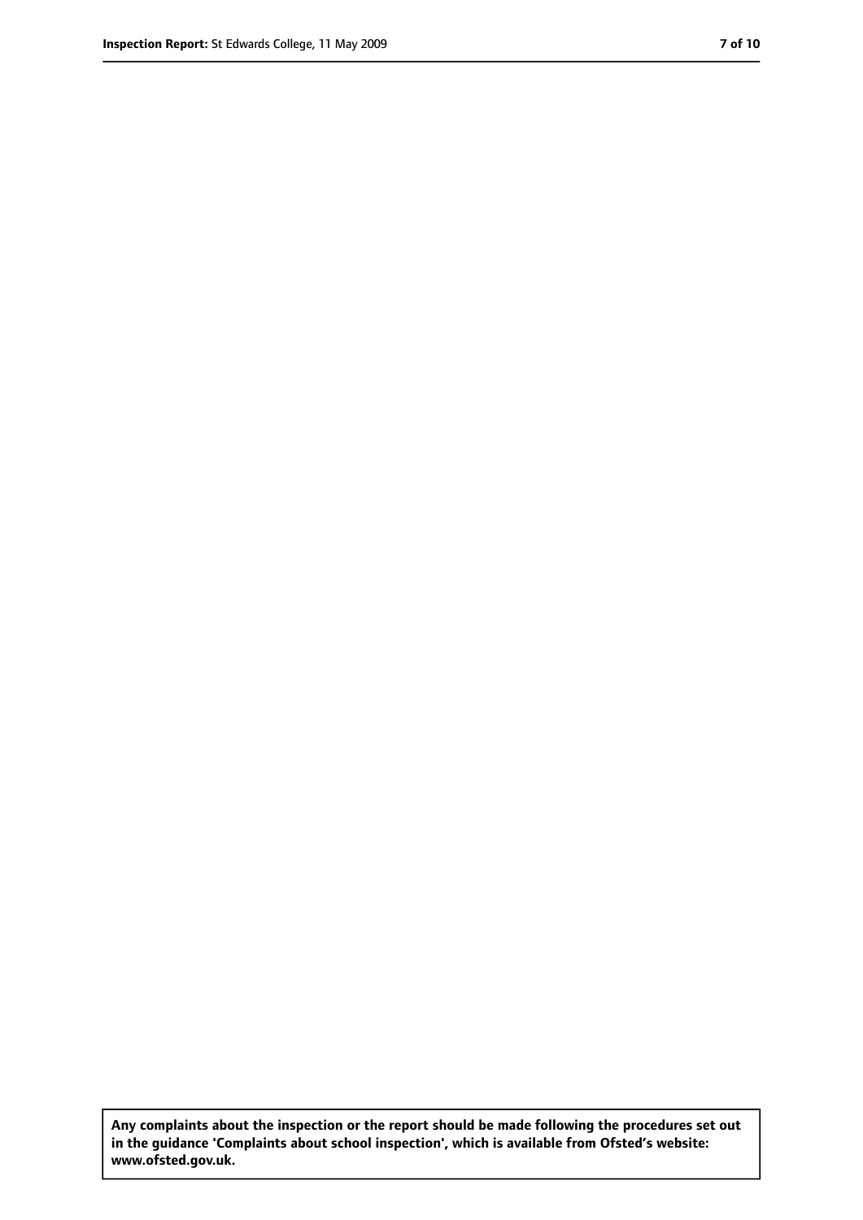**Any complaints about the inspection or the report should be made following the procedures set out in the guidance 'Complaints about school inspection', which is available from Ofsted's website: www.ofsted.gov.uk.**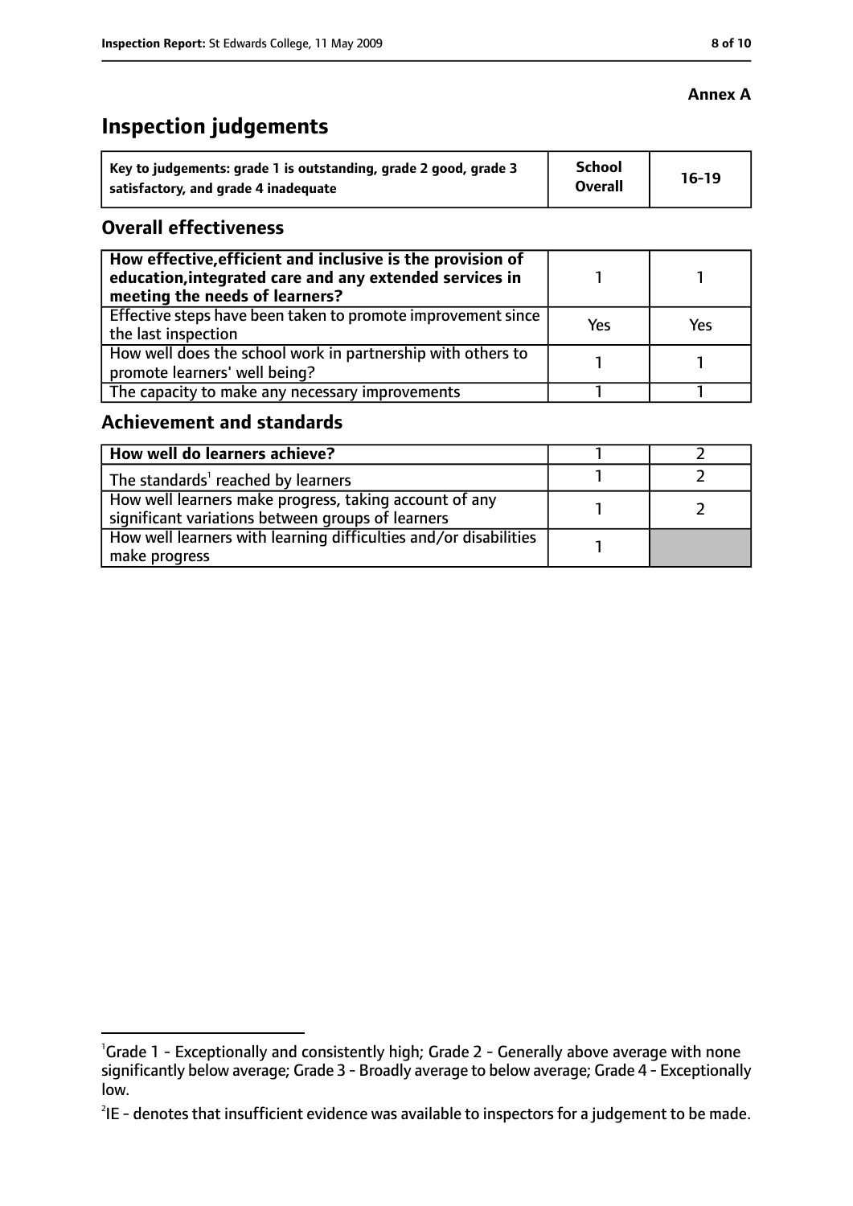**Annex A**

# Inspection judgements

| Key to judgements: grade 1 is outstanding, grade 2 good, grade 3 satisfactory, and grade 4 inadequate | School Overall | 16-19 |
|---|---|---|

## Overall effectiveness

| | | |
|---|---|---|
| **How effective, efficient and inclusive is the provision of education, integrated care and any extended services in meeting the needs of learners?** | 1 | 1 |
| Effective steps have been taken to promote improvement since the last inspection | Yes | Yes |
| How well does the school work in partnership with others to promote learners' well being? | 1 | 1 |
| The capacity to make any necessary improvements | 1 | 1 |

## Achievement and standards

| | | |
|---|---|---|
| **How well do learners achieve?** | 1 | 2 |
| The standards[1] reached by learners | 1 | 2 |
| How well learners make progress, taking account of any significant variations between groups of learners | 1 | 2 |
| How well learners with learning difficulties and/or disabilities make progress | 1 | |

[1] Grade 1 - Exceptionally and consistently high; Grade 2 - Generally above average with none significantly below average; Grade 3 - Broadly average to below average; Grade 4 - Exceptionally low.

[2] IE - denotes that insufficient evidence was available to inspectors for a judgement to be made.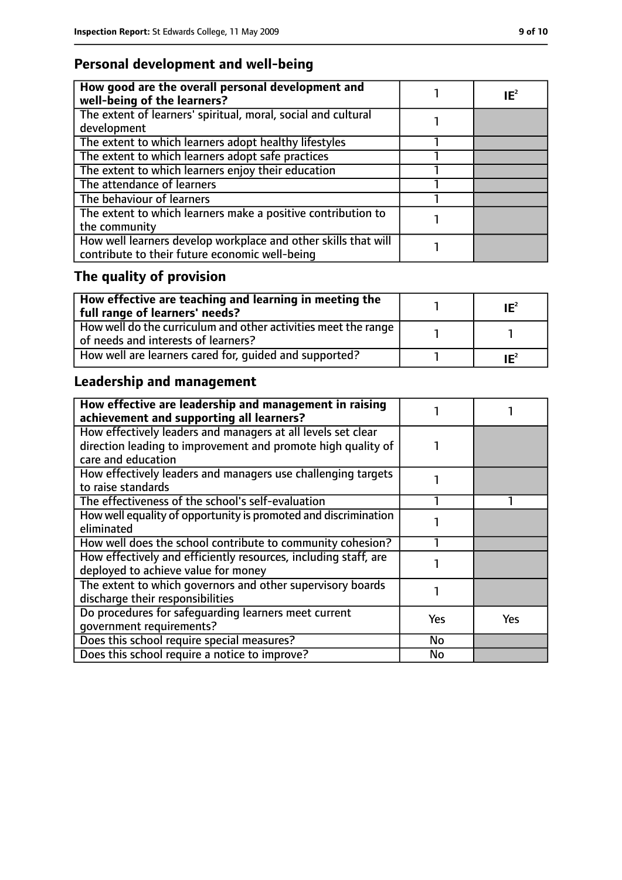## Personal development and well-being

| How good are the overall personal development and well-being of the learners? | 1 | IE[2] |
|---|---|---|
| The extent of learners' spiritual, moral, social and cultural development | 1 | |
| The extent to which learners adopt healthy lifestyles | 1 | |
| The extent to which learners adopt safe practices | 1 | |
| The extent to which learners enjoy their education | 1 | |
| The attendance of learners | 1 | |
| The behaviour of learners | 1 | |
| The extent to which learners make a positive contribution to the community | 1 | |
| How well learners develop workplace and other skills that will contribute to their future economic well-being | 1 | |

## The quality of provision

| How effective are teaching and learning in meeting the full range of learners' needs? | 1 | IE[2] |
|---|---|---|
| How well do the curriculum and other activities meet the range of needs and interests of learners? | 1 | 1 |
| How well are learners cared for, guided and supported? | 1 | IE[2] |

## Leadership and management

| How effective are leadership and management in raising achievement and supporting all learners? | 1 | 1 |
|---|---|---|
| How effectively leaders and managers at all levels set clear direction leading to improvement and promote high quality of care and education | 1 | |
| How effectively leaders and managers use challenging targets to raise standards | 1 | |
| The effectiveness of the school's self-evaluation | 1 | 1 |
| How well equality of opportunity is promoted and discrimination eliminated | 1 | |
| How well does the school contribute to community cohesion? | 1 | |
| How effectively and efficiently resources, including staff, are deployed to achieve value for money | 1 | |
| The extent to which governors and other supervisory boards discharge their responsibilities | 1 | |
| Do procedures for safeguarding learners meet current government requirements? | Yes | Yes |
| Does this school require special measures? | No | |
| Does this school require a notice to improve? | No | |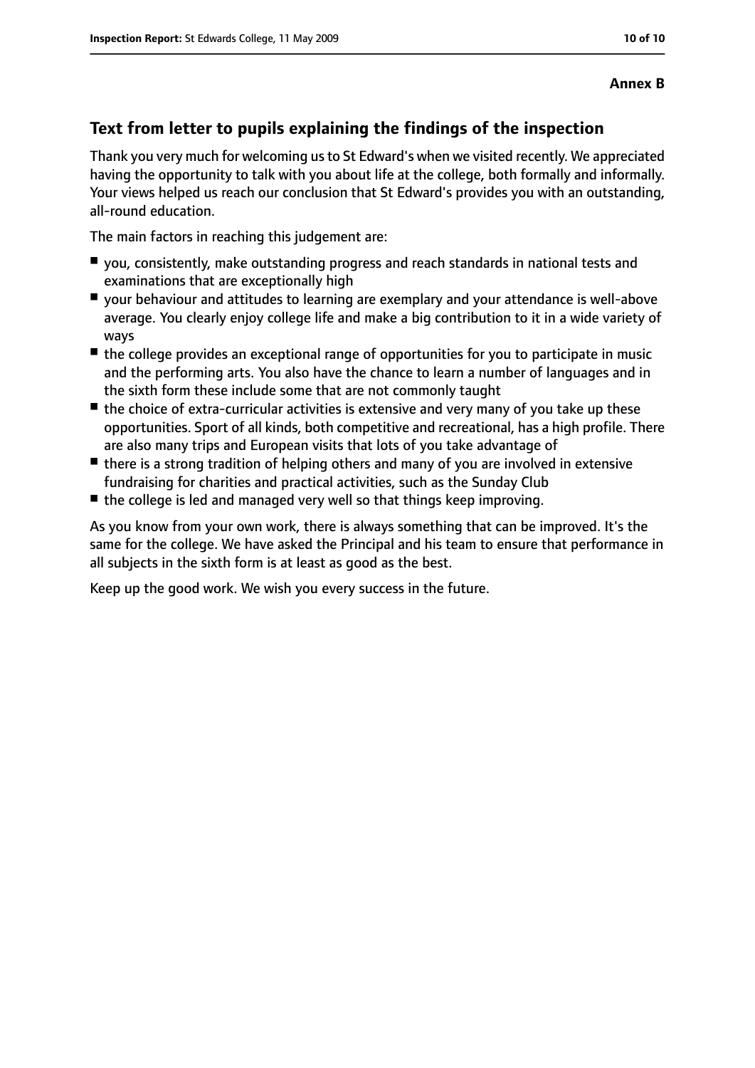**Annex B**

## Text from letter to pupils explaining the findings of the inspection

Thank you very much for welcoming us to St Edward's when we visited recently. We appreciated having the opportunity to talk with you about life at the college, both formally and informally. Your views helped us reach our conclusion that St Edward's provides you with an outstanding, all-round education.

The main factors in reaching this judgement are:

- you, consistently, make outstanding progress and reach standards in national tests and examinations that are exceptionally high
- your behaviour and attitudes to learning are exemplary and your attendance is well-above average. You clearly enjoy college life and make a big contribution to it in a wide variety of ways
- the college provides an exceptional range of opportunities for you to participate in music and the performing arts. You also have the chance to learn a number of languages and in the sixth form these include some that are not commonly taught
- the choice of extra-curricular activities is extensive and very many of you take up these opportunities. Sport of all kinds, both competitive and recreational, has a high profile. There are also many trips and European visits that lots of you take advantage of
- there is a strong tradition of helping others and many of you are involved in extensive fundraising for charities and practical activities, such as the Sunday Club
- the college is led and managed very well so that things keep improving.

As you know from your own work, there is always something that can be improved. It's the same for the college. We have asked the Principal and his team to ensure that performance in all subjects in the sixth form is at least as good as the best.

Keep up the good work. We wish you every success in the future.